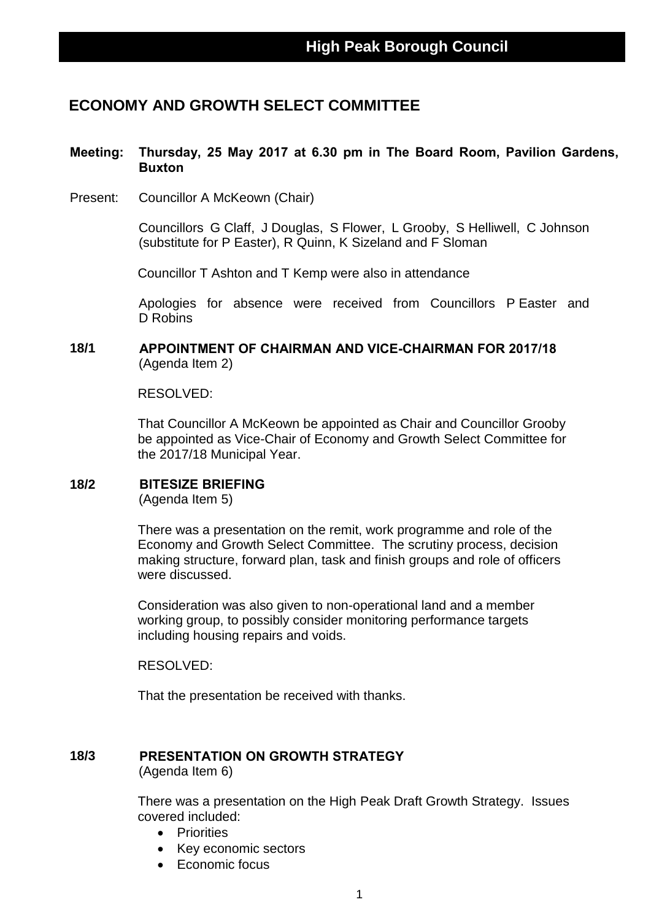# High Peak Borough Council

## ECONOMY AND GROWTH SELECT COMMITTEE

**Meeting: Thursday, 25 May 2017 at 6.30 pm in The Board Room, Pavilion Gardens, Buxton**

Present: Councillor A McKeown (Chair)

Councillors G Claff, J Douglas, S Flower, L Grooby, S Helliwell, C Johnson (substitute for P Easter), R Quinn, K Sizeland and F Sloman

Councillor T Ashton and T Kemp were also in attendance

Apologies for absence were received from Councillors P Easter and D Robins

### 18/1 APPOINTMENT OF CHAIRMAN AND VICE-CHAIRMAN FOR 2017/18

(Agenda Item 2)

RESOLVED:

That Councillor A McKeown be appointed as Chair and Councillor Grooby be appointed as Vice-Chair of Economy and Growth Select Committee for the 2017/18 Municipal Year.

### 18/2 BITESIZE BRIEFING

(Agenda Item 5)

There was a presentation on the remit, work programme and role of the Economy and Growth Select Committee. The scrutiny process, decision making structure, forward plan, task and finish groups and role of officers were discussed.

Consideration was also given to non-operational land and a member working group, to possibly consider monitoring performance targets including housing repairs and voids.

RESOLVED:

That the presentation be received with thanks.

### 18/3 PRESENTATION ON GROWTH STRATEGY

(Agenda Item 6)

There was a presentation on the High Peak Draft Growth Strategy. Issues covered included:

- Priorities
- Key economic sectors
- Economic focus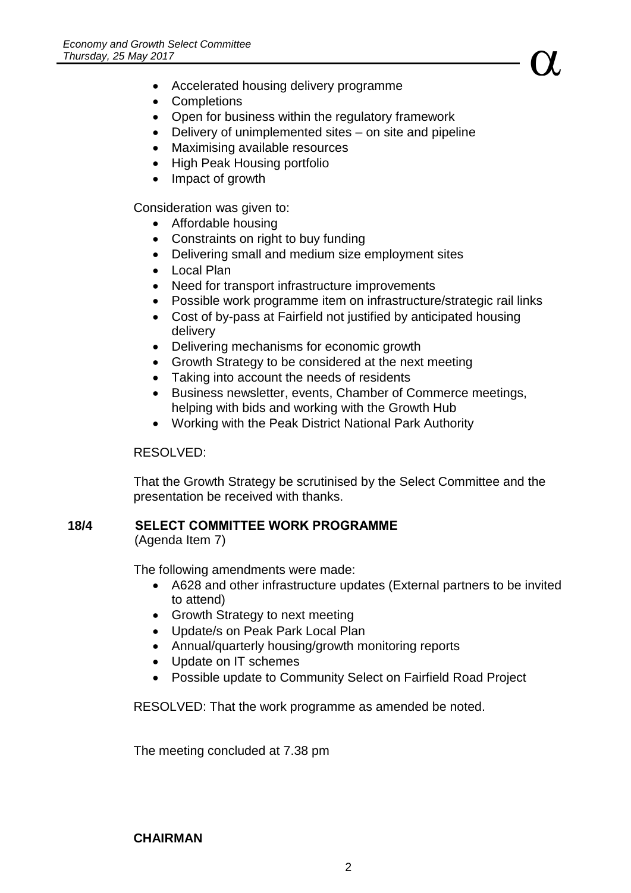- Accelerated housing delivery programme
- Completions
- Open for business within the regulatory framework
- Delivery of unimplemented sites – on site and pipeline
- Maximising available resources
- High Peak Housing portfolio
- Impact of growth

Consideration was given to:

- Affordable housing
- Constraints on right to buy funding
- Delivering small and medium size employment sites
- Local Plan
- Need for transport infrastructure improvements
- Possible work programme item on infrastructure/strategic rail links
- Cost of by-pass at Fairfield not justified by anticipated housing delivery
- Delivering mechanisms for economic growth
- Growth Strategy to be considered at the next meeting
- Taking into account the needs of residents
- Business newsletter, events, Chamber of Commerce meetings, helping with bids and working with the Growth Hub
- Working with the Peak District National Park Authority

RESOLVED:

That the Growth Strategy be scrutinised by the Select Committee and the presentation be received with thanks.

**18/4 SELECT COMMITTEE WORK PROGRAMME**
(Agenda Item 7)

The following amendments were made:

- A628 and other infrastructure updates (External partners to be invited to attend)
- Growth Strategy to next meeting
- Update/s on Peak Park Local Plan
- Annual/quarterly housing/growth monitoring reports
- Update on IT schemes
- Possible update to Community Select on Fairfield Road Project

RESOLVED: That the work programme as amended be noted.

The meeting concluded at 7.38 pm

**CHAIRMAN**